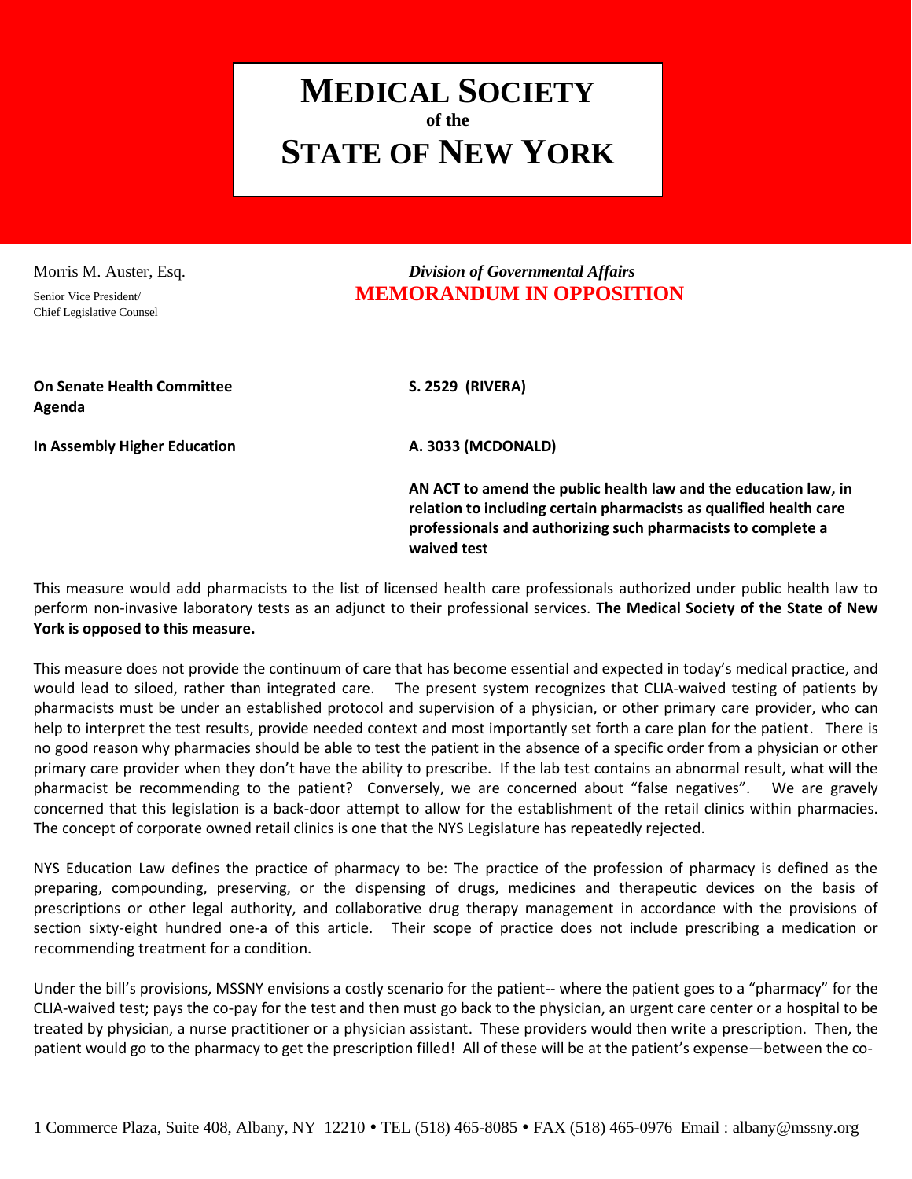// Page 1 of 2

# MEDICAL SOCIETY
**of the**
# STATE OF NEW YORK

Morris M. Auster, Esq.
Senior Vice President/
Chief Legislative Counsel

*Division of Governmental Affairs*
**MEMORANDUM IN OPPOSITION**

| | |
|---|---|
| **On Senate Health Committee Agenda** | **S. 2529 (RIVERA)** |
| **In Assembly Higher Education** | **A. 3033 (MCDONALD)** |
| | **AN ACT to amend the public health law and the education law, in relation to including certain pharmacists as qualified health care professionals and authorizing such pharmacists to complete a waived test** |

This measure would add pharmacists to the list of licensed health care professionals authorized under public health law to perform non-invasive laboratory tests as an adjunct to their professional services. **The Medical Society of the State of New York is opposed to this measure.**

This measure does not provide the continuum of care that has become essential and expected in today's medical practice, and would lead to siloed, rather than integrated care. The present system recognizes that CLIA-waived testing of patients by pharmacists must be under an established protocol and supervision of a physician, or other primary care provider, who can help to interpret the test results, provide needed context and most importantly set forth a care plan for the patient. There is no good reason why pharmacies should be able to test the patient in the absence of a specific order from a physician or other primary care provider when they don't have the ability to prescribe. If the lab test contains an abnormal result, what will the pharmacist be recommending to the patient? Conversely, we are concerned about "false negatives". We are gravely concerned that this legislation is a back-door attempt to allow for the establishment of the retail clinics within pharmacies. The concept of corporate owned retail clinics is one that the NYS Legislature has repeatedly rejected.

NYS Education Law defines the practice of pharmacy to be: The practice of the profession of pharmacy is defined as the preparing, compounding, preserving, or the dispensing of drugs, medicines and therapeutic devices on the basis of prescriptions or other legal authority, and collaborative drug therapy management in accordance with the provisions of section sixty-eight hundred one-a of this article. Their scope of practice does not include prescribing a medication or recommending treatment for a condition.

Under the bill's provisions, MSSNY envisions a costly scenario for the patient-- where the patient goes to a "pharmacy" for the CLIA-waived test; pays the co-pay for the test and then must go back to the physician, an urgent care center or a hospital to be treated by physician, a nurse practitioner or a physician assistant. These providers would then write a prescription. Then, the patient would go to the pharmacy to get the prescription filled! All of these will be at the patient's expense—between the co-

1 Commerce Plaza, Suite 408, Albany, NY 12210 • TEL (518) 465-8085 • FAX (518) 465-0976 Email : albany@mssny.org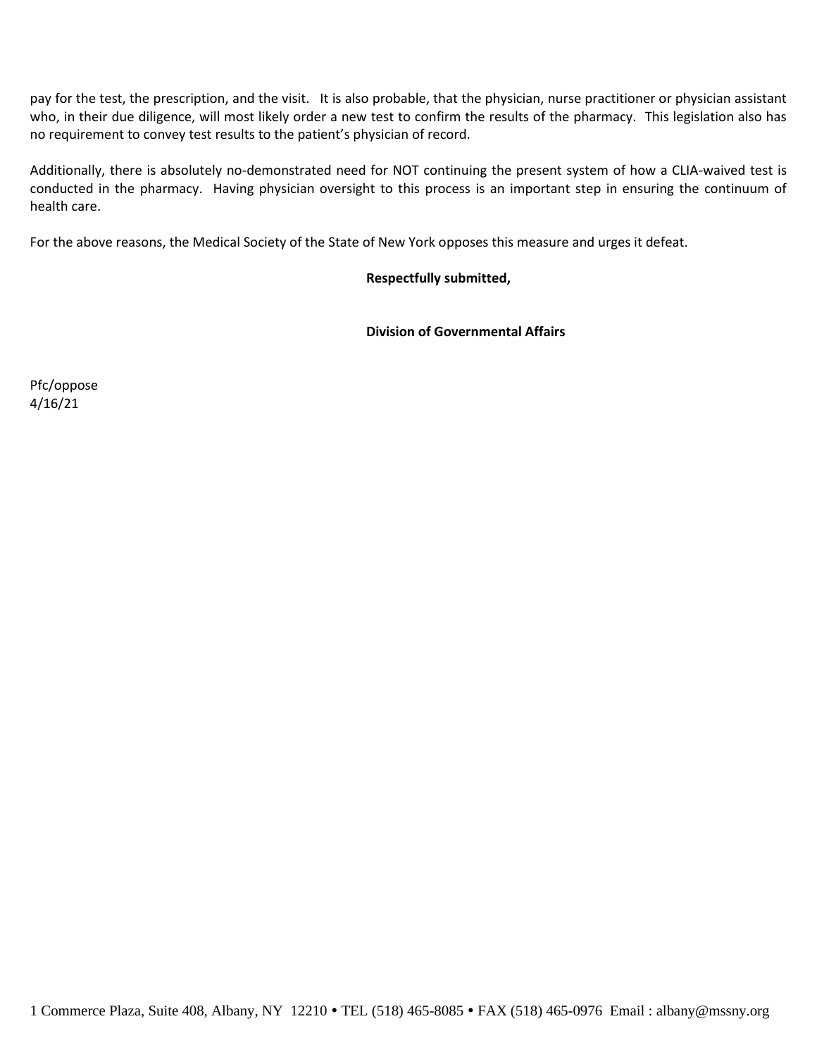pay for the test, the prescription, and the visit. It is also probable, that the physician, nurse practitioner or physician assistant who, in their due diligence, will most likely order a new test to confirm the results of the pharmacy. This legislation also has no requirement to convey test results to the patient's physician of record.

Additionally, there is absolutely no-demonstrated need for NOT continuing the present system of how a CLIA-waived test is conducted in the pharmacy. Having physician oversight to this process is an important step in ensuring the continuum of health care.

For the above reasons, the Medical Society of the State of New York opposes this measure and urges it defeat.

**Respectfully submitted,**

**Division of Governmental Affairs**

Pfc/oppose
4/16/21

1 Commerce Plaza, Suite 408, Albany, NY 12210 • TEL (518) 465-8085 • FAX (518) 465-0976 Email : albany@mssny.org